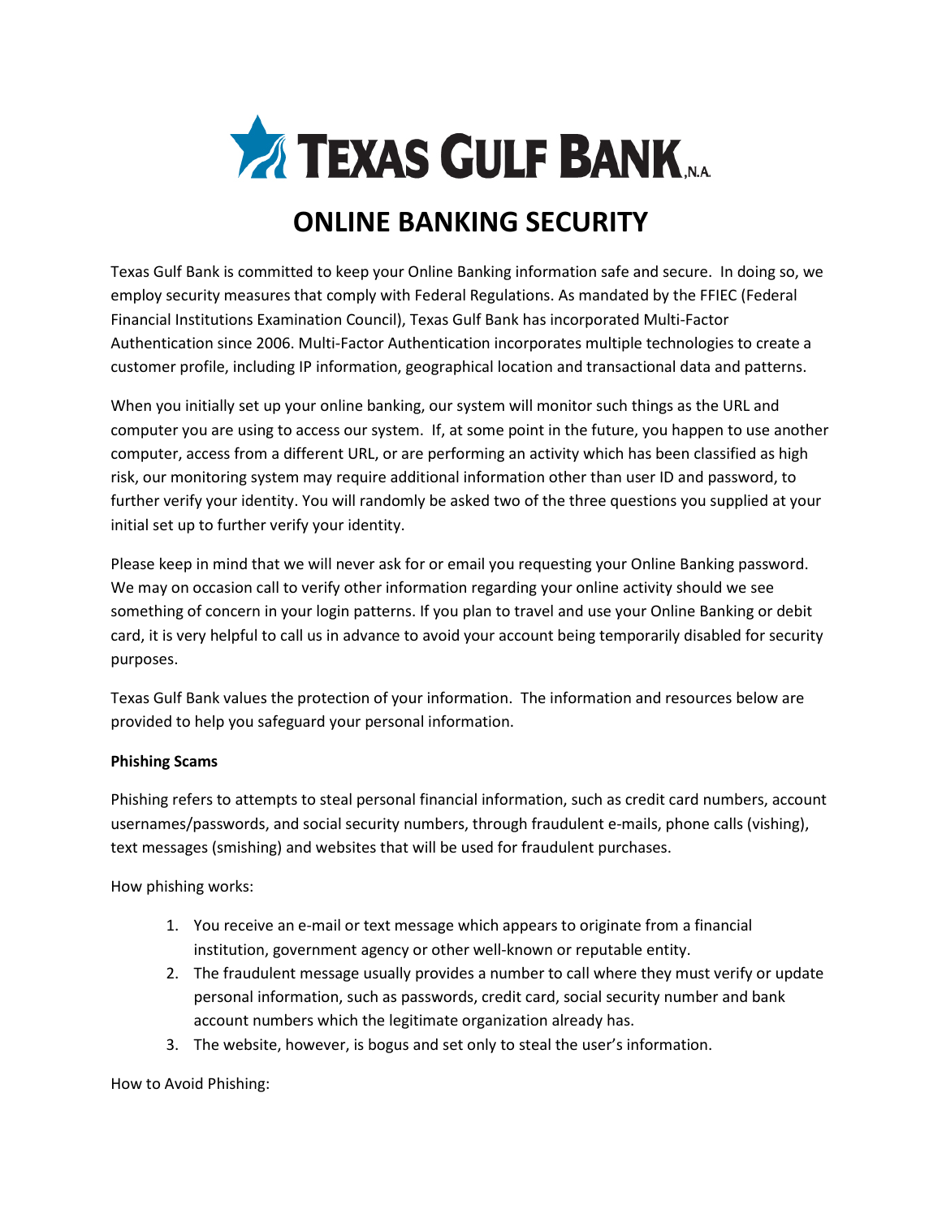# TEXAS GULF BANK, N.A.

## ONLINE BANKING SECURITY

Texas Gulf Bank is committed to keep your Online Banking information safe and secure. In doing so, we employ security measures that comply with Federal Regulations. As mandated by the FFIEC (Federal Financial Institutions Examination Council), Texas Gulf Bank has incorporated Multi-Factor Authentication since 2006. Multi-Factor Authentication incorporates multiple technologies to create a customer profile, including IP information, geographical location and transactional data and patterns.

When you initially set up your online banking, our system will monitor such things as the URL and computer you are using to access our system. If, at some point in the future, you happen to use another computer, access from a different URL, or are performing an activity which has been classified as high risk, our monitoring system may require additional information other than user ID and password, to further verify your identity. You will randomly be asked two of the three questions you supplied at your initial set up to further verify your identity.

Please keep in mind that we will never ask for or email you requesting your Online Banking password. We may on occasion call to verify other information regarding your online activity should we see something of concern in your login patterns. If you plan to travel and use your Online Banking or debit card, it is very helpful to call us in advance to avoid your account being temporarily disabled for security purposes.

Texas Gulf Bank values the protection of your information. The information and resources below are provided to help you safeguard your personal information.

**Phishing Scams**

Phishing refers to attempts to steal personal financial information, such as credit card numbers, account usernames/passwords, and social security numbers, through fraudulent e-mails, phone calls (vishing), text messages (smishing) and websites that will be used for fraudulent purchases.

How phishing works:

1. You receive an e-mail or text message which appears to originate from a financial institution, government agency or other well-known or reputable entity.
2. The fraudulent message usually provides a number to call where they must verify or update personal information, such as passwords, credit card, social security number and bank account numbers which the legitimate organization already has.
3. The website, however, is bogus and set only to steal the user's information.

How to Avoid Phishing: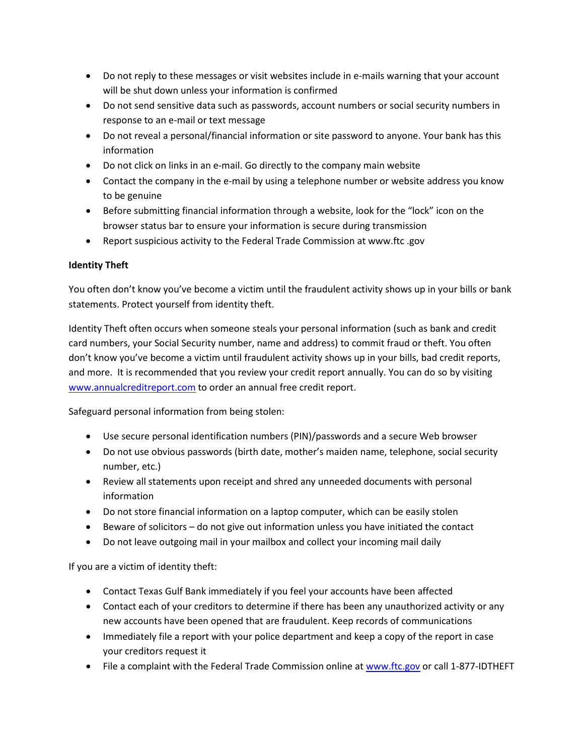- Do not reply to these messages or visit websites include in e-mails warning that your account will be shut down unless your information is confirmed
- Do not send sensitive data such as passwords, account numbers or social security numbers in response to an e-mail or text message
- Do not reveal a personal/financial information or site password to anyone. Your bank has this information
- Do not click on links in an e-mail. Go directly to the company main website
- Contact the company in the e-mail by using a telephone number or website address you know to be genuine
- Before submitting financial information through a website, look for the "lock" icon on the browser status bar to ensure your information is secure during transmission
- Report suspicious activity to the Federal Trade Commission at www.ftc .gov

**Identity Theft**

You often don't know you've become a victim until the fraudulent activity shows up in your bills or bank statements. Protect yourself from identity theft.

Identity Theft often occurs when someone steals your personal information (such as bank and credit card numbers, your Social Security number, name and address) to commit fraud or theft. You often don't know you've become a victim until fraudulent activity shows up in your bills, bad credit reports, and more. It is recommended that you review your credit report annually. You can do so by visiting [www.annualcreditreport.com](http://www.annualcreditreport.com) to order an annual free credit report.

Safeguard personal information from being stolen:

- Use secure personal identification numbers (PIN)/passwords and a secure Web browser
- Do not use obvious passwords (birth date, mother's maiden name, telephone, social security number, etc.)
- Review all statements upon receipt and shred any unneeded documents with personal information
- Do not store financial information on a laptop computer, which can be easily stolen
- Beware of solicitors – do not give out information unless you have initiated the contact
- Do not leave outgoing mail in your mailbox and collect your incoming mail daily

If you are a victim of identity theft:

- Contact Texas Gulf Bank immediately if you feel your accounts have been affected
- Contact each of your creditors to determine if there has been any unauthorized activity or any new accounts have been opened that are fraudulent. Keep records of communications
- Immediately file a report with your police department and keep a copy of the report in case your creditors request it
- File a complaint with the Federal Trade Commission online at [www.ftc.gov](http://www.ftc.gov) or call 1-877-IDTHEFT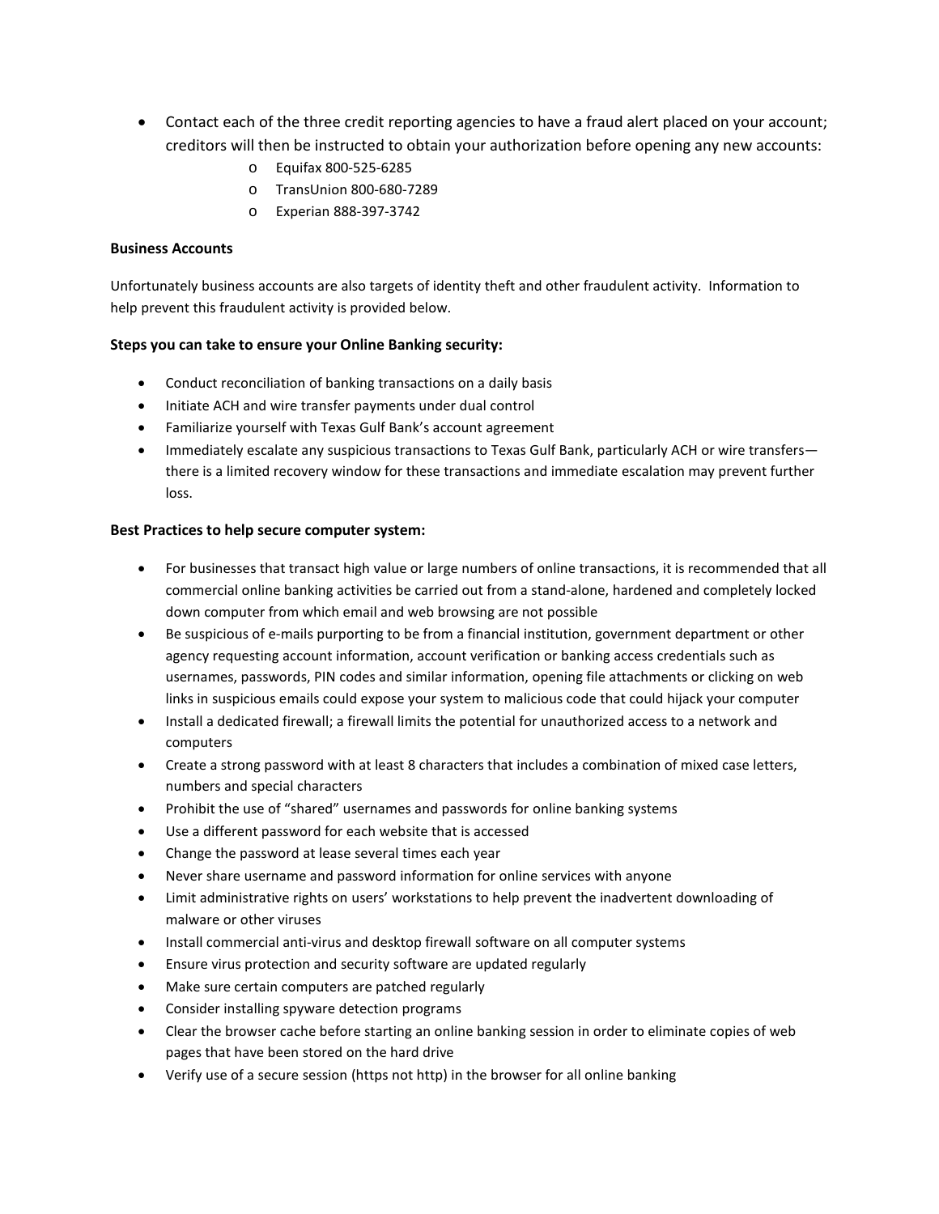- Contact each of the three credit reporting agencies to have a fraud alert placed on your account; creditors will then be instructed to obtain your authorization before opening any new accounts:
    - Equifax 800-525-6285
    - TransUnion 800-680-7289
    - Experian 888-397-3742

**Business Accounts**

Unfortunately business accounts are also targets of identity theft and other fraudulent activity. Information to help prevent this fraudulent activity is provided below.

**Steps you can take to ensure your Online Banking security:**

- Conduct reconciliation of banking transactions on a daily basis
- Initiate ACH and wire transfer payments under dual control
- Familiarize yourself with Texas Gulf Bank's account agreement
- Immediately escalate any suspicious transactions to Texas Gulf Bank, particularly ACH or wire transfers—there is a limited recovery window for these transactions and immediate escalation may prevent further loss.

**Best Practices to help secure computer system:**

- For businesses that transact high value or large numbers of online transactions, it is recommended that all commercial online banking activities be carried out from a stand-alone, hardened and completely locked down computer from which email and web browsing are not possible
- Be suspicious of e-mails purporting to be from a financial institution, government department or other agency requesting account information, account verification or banking access credentials such as usernames, passwords, PIN codes and similar information, opening file attachments or clicking on web links in suspicious emails could expose your system to malicious code that could hijack your computer
- Install a dedicated firewall; a firewall limits the potential for unauthorized access to a network and computers
- Create a strong password with at least 8 characters that includes a combination of mixed case letters, numbers and special characters
- Prohibit the use of "shared" usernames and passwords for online banking systems
- Use a different password for each website that is accessed
- Change the password at lease several times each year
- Never share username and password information for online services with anyone
- Limit administrative rights on users' workstations to help prevent the inadvertent downloading of malware or other viruses
- Install commercial anti-virus and desktop firewall software on all computer systems
- Ensure virus protection and security software are updated regularly
- Make sure certain computers are patched regularly
- Consider installing spyware detection programs
- Clear the browser cache before starting an online banking session in order to eliminate copies of web pages that have been stored on the hard drive
- Verify use of a secure session (https not http) in the browser for all online banking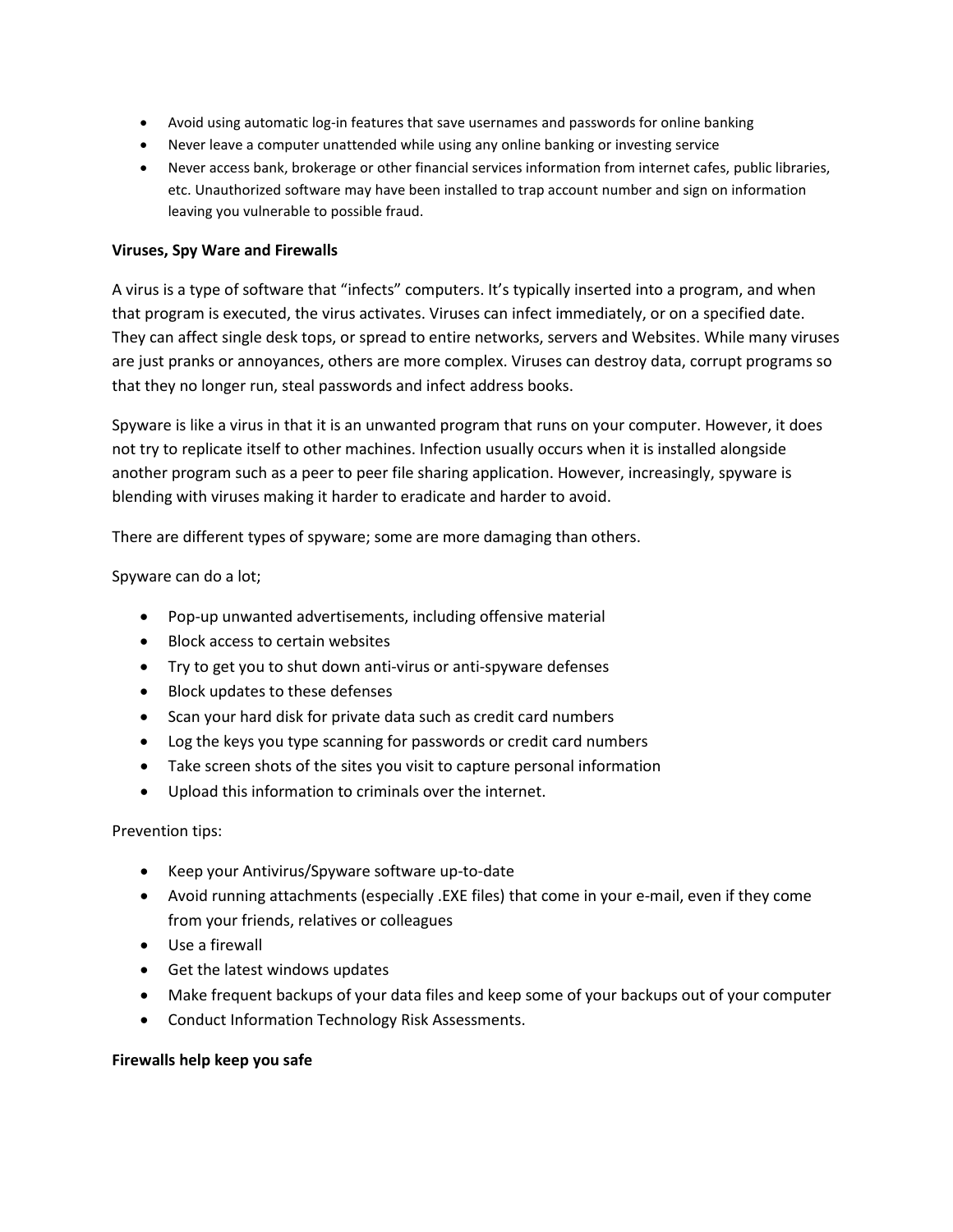- Avoid using automatic log-in features that save usernames and passwords for online banking
- Never leave a computer unattended while using any online banking or investing service
- Never access bank, brokerage or other financial services information from internet cafes, public libraries, etc. Unauthorized software may have been installed to trap account number and sign on information leaving you vulnerable to possible fraud.

**Viruses, Spy Ware and Firewalls**

A virus is a type of software that "infects" computers. It's typically inserted into a program, and when that program is executed, the virus activates. Viruses can infect immediately, or on a specified date. They can affect single desk tops, or spread to entire networks, servers and Websites. While many viruses are just pranks or annoyances, others are more complex. Viruses can destroy data, corrupt programs so that they no longer run, steal passwords and infect address books.

Spyware is like a virus in that it is an unwanted program that runs on your computer. However, it does not try to replicate itself to other machines. Infection usually occurs when it is installed alongside another program such as a peer to peer file sharing application. However, increasingly, spyware is blending with viruses making it harder to eradicate and harder to avoid.

There are different types of spyware; some are more damaging than others.

Spyware can do a lot;

- Pop-up unwanted advertisements, including offensive material
- Block access to certain websites
- Try to get you to shut down anti-virus or anti-spyware defenses
- Block updates to these defenses
- Scan your hard disk for private data such as credit card numbers
- Log the keys you type scanning for passwords or credit card numbers
- Take screen shots of the sites you visit to capture personal information
- Upload this information to criminals over the internet.

Prevention tips:

- Keep your Antivirus/Spyware software up-to-date
- Avoid running attachments (especially .EXE files) that come in your e-mail, even if they come from your friends, relatives or colleagues
- Use a firewall
- Get the latest windows updates
- Make frequent backups of your data files and keep some of your backups out of your computer
- Conduct Information Technology Risk Assessments.

**Firewalls help keep you safe**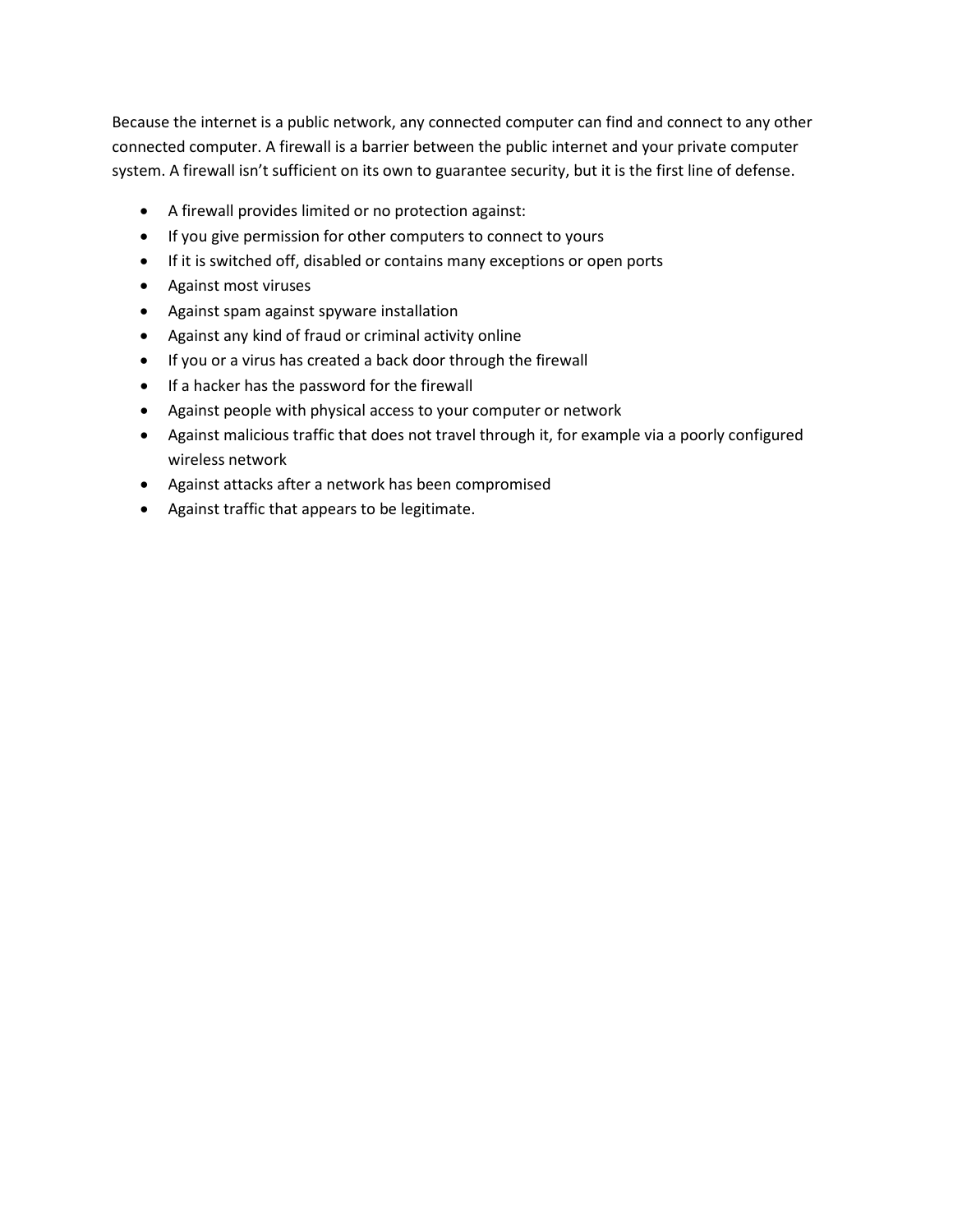Because the internet is a public network, any connected computer can find and connect to any other connected computer. A firewall is a barrier between the public internet and your private computer system. A firewall isn't sufficient on its own to guarantee security, but it is the first line of defense.

- A firewall provides limited or no protection against:
- If you give permission for other computers to connect to yours
- If it is switched off, disabled or contains many exceptions or open ports
- Against most viruses
- Against spam against spyware installation
- Against any kind of fraud or criminal activity online
- If you or a virus has created a back door through the firewall
- If a hacker has the password for the firewall
- Against people with physical access to your computer or network
- Against malicious traffic that does not travel through it, for example via a poorly configured wireless network
- Against attacks after a network has been compromised
- Against traffic that appears to be legitimate.